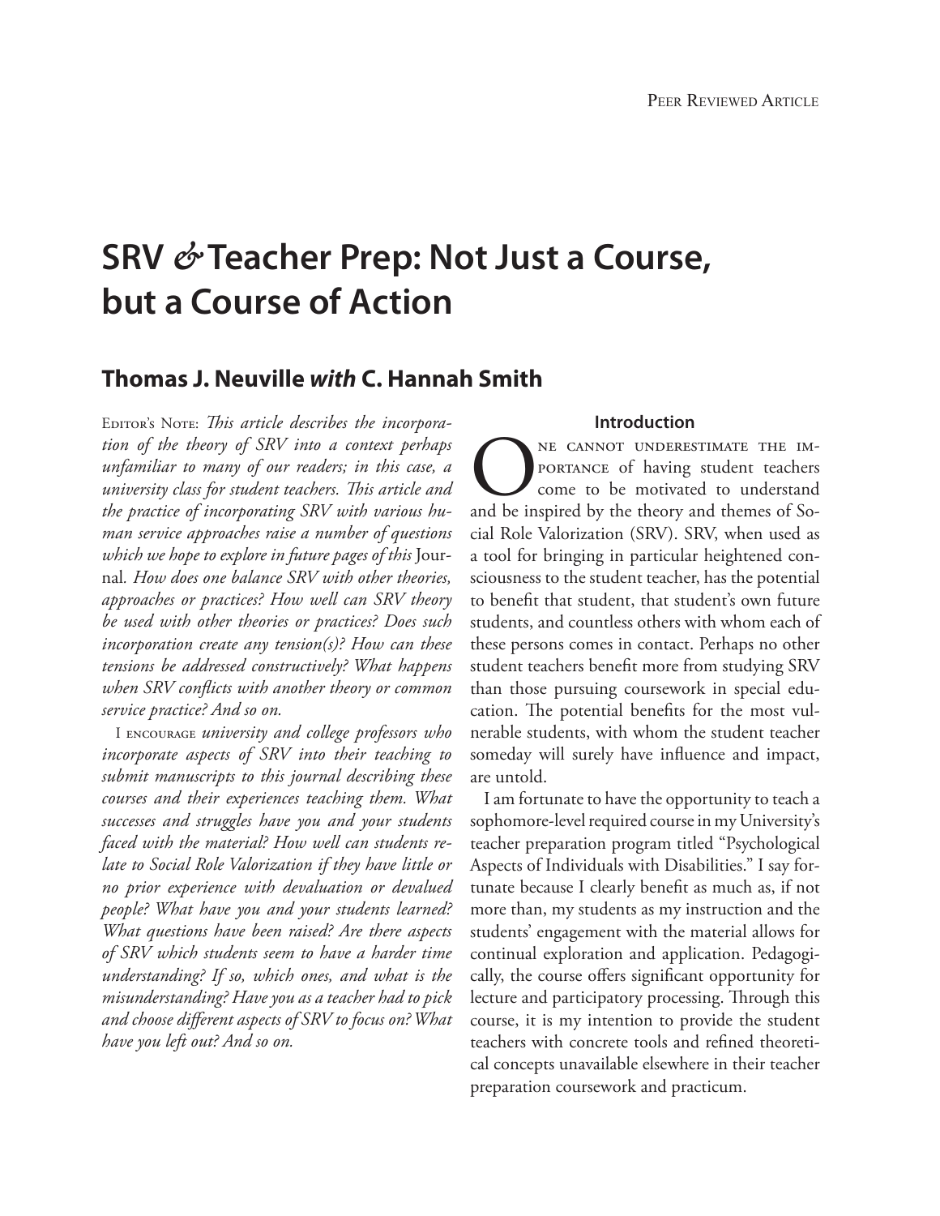# SRV & Teacher Prep: Not Just a Course, but a Course of Action

## Thomas J. Neuville *with* C. Hannah Smith

Editor's Note: *This article describes the incorporation of the theory of SRV into a context perhaps unfamiliar to many of our readers; in this case, a university class for student teachers. This article and the practice of incorporating SRV with various human service approaches raise a number of questions which we hope to explore in future pages of this* Journal. *How does one balance SRV with other theories, approaches or practices? How well can SRV theory be used with other theories or practices? Does such incorporation create any tension(s)? How can these tensions be addressed constructively? What happens when SRV conflicts with another theory or common service practice? And so on.*

I encourage *university and college professors who incorporate aspects of SRV into their teaching to submit manuscripts to this journal describing these courses and their experiences teaching them. What successes and struggles have you and your students faced with the material? How well can students relate to Social Role Valorization if they have little or no prior experience with devaluation or devalued people? What have you and your students learned? What questions have been raised? Are there aspects of SRV which students seem to have a harder time understanding? If so, which ones, and what is the misunderstanding? Have you as a teacher had to pick and choose different aspects of SRV to focus on? What have you left out? And so on.*

### Introduction

One cannot underestimate the importance of having student teachers come to be motivated to understand and be inspired by the theory and themes of Social Role Valorization (SRV). SRV, when used as a tool for bringing in particular heightened consciousness to the student teacher, has the potential to benefit that student, that student's own future students, and countless others with whom each of these persons comes in contact. Perhaps no other student teachers benefit more from studying SRV than those pursuing coursework in special education. The potential benefits for the most vulnerable students, with whom the student teacher someday will surely have influence and impact, are untold.

I am fortunate to have the opportunity to teach a sophomore-level required course in my University's teacher preparation program titled "Psychological Aspects of Individuals with Disabilities." I say fortunate because I clearly benefit as much as, if not more than, my students as my instruction and the students' engagement with the material allows for continual exploration and application. Pedagogically, the course offers significant opportunity for lecture and participatory processing. Through this course, it is my intention to provide the student teachers with concrete tools and refined theoretical concepts unavailable elsewhere in their teacher preparation coursework and practicum.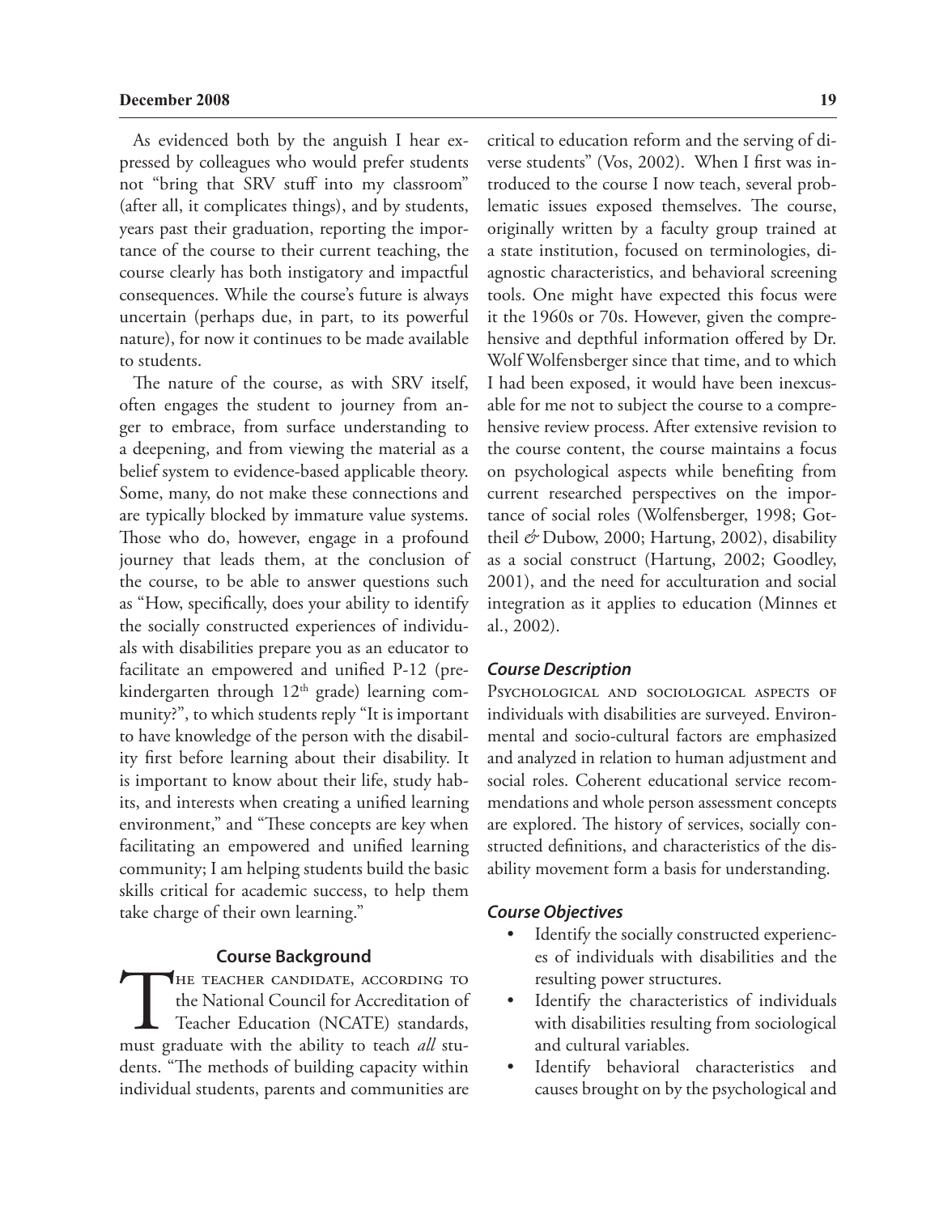As evidenced both by the anguish I hear expressed by colleagues who would prefer students not "bring that SRV stuff into my classroom" (after all, it complicates things), and by students, years past their graduation, reporting the importance of the course to their current teaching, the course clearly has both instigatory and impactful consequences. While the course's future is always uncertain (perhaps due, in part, to its powerful nature), for now it continues to be made available to students.

The nature of the course, as with SRV itself, often engages the student to journey from anger to embrace, from surface understanding to a deepening, and from viewing the material as a belief system to evidence-based applicable theory. Some, many, do not make these connections and are typically blocked by immature value systems. Those who do, however, engage in a profound journey that leads them, at the conclusion of the course, to be able to answer questions such as "How, specifically, does your ability to identify the socially constructed experiences of individuals with disabilities prepare you as an educator to facilitate an empowered and unified P-12 (prekindergarten through 12th grade) learning community?", to which students reply "It is important to have knowledge of the person with the disability first before learning about their disability. It is important to know about their life, study habits, and interests when creating a unified learning environment," and "These concepts are key when facilitating an empowered and unified learning community; I am helping students build the basic skills critical for academic success, to help them take charge of their own learning."

## Course Background

The teacher candidate, according to the National Council for Accreditation of Teacher Education (NCATE) standards, must graduate with the ability to teach *all* students. "The methods of building capacity within individual students, parents and communities are critical to education reform and the serving of diverse students" (Vos, 2002). When I first was introduced to the course I now teach, several problematic issues exposed themselves. The course, originally written by a faculty group trained at a state institution, focused on terminologies, diagnostic characteristics, and behavioral screening tools. One might have expected this focus were it the 1960s or 70s. However, given the comprehensive and depthful information offered by Dr. Wolf Wolfensberger since that time, and to which I had been exposed, it would have been inexcusable for me not to subject the course to a comprehensive review process. After extensive revision to the course content, the course maintains a focus on psychological aspects while benefiting from current researched perspectives on the importance of social roles (Wolfensberger, 1998; Gottheil & Dubow, 2000; Hartung, 2002), disability as a social construct (Hartung, 2002; Goodley, 2001), and the need for acculturation and social integration as it applies to education (Minnes et al., 2002).

### *Course Description*

Psychological and sociological aspects of individuals with disabilities are surveyed. Environmental and socio-cultural factors are emphasized and analyzed in relation to human adjustment and social roles. Coherent educational service recommendations and whole person assessment concepts are explored. The history of services, socially constructed definitions, and characteristics of the disability movement form a basis for understanding.

### *Course Objectives*

- Identify the socially constructed experiences of individuals with disabilities and the resulting power structures.
- Identify the characteristics of individuals with disabilities resulting from sociological and cultural variables.
- Identify behavioral characteristics and causes brought on by the psychological and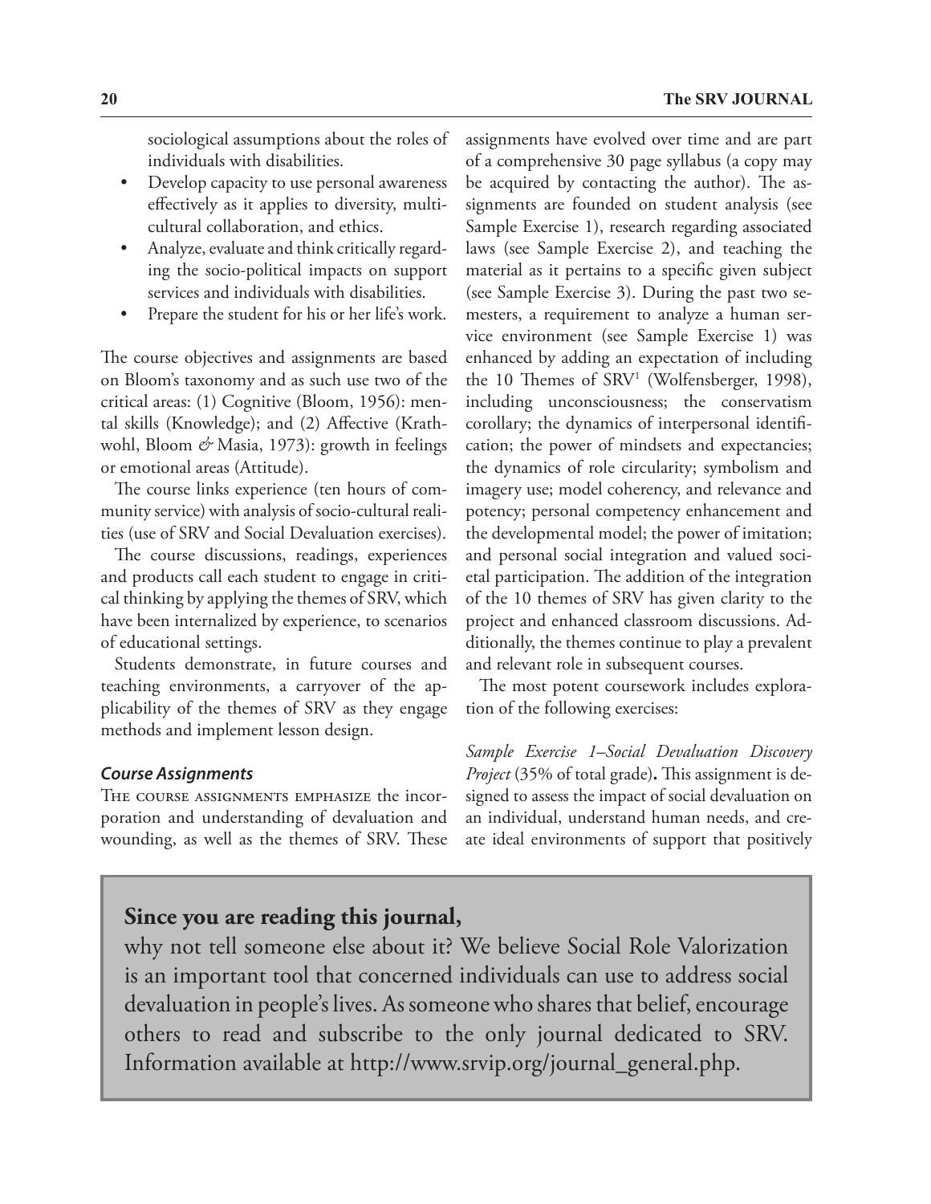sociological assumptions about the roles of individuals with disabilities.

- Develop capacity to use personal awareness effectively as it applies to diversity, multicultural collaboration, and ethics.
- Analyze, evaluate and think critically regarding the socio-political impacts on support services and individuals with disabilities.
- Prepare the student for his or her life's work.

The course objectives and assignments are based on Bloom's taxonomy and as such use two of the critical areas: (1) Cognitive (Bloom, 1956): mental skills (Knowledge); and (2) Affective (Krathwohl, Bloom *&* Masia, 1973): growth in feelings or emotional areas (Attitude).

The course links experience (ten hours of community service) with analysis of socio-cultural realities (use of SRV and Social Devaluation exercises).

The course discussions, readings, experiences and products call each student to engage in critical thinking by applying the themes of SRV, which have been internalized by experience, to scenarios of educational settings.

Students demonstrate, in future courses and teaching environments, a carryover of the applicability of the themes of SRV as they engage methods and implement lesson design.

### *Course Assignments*

The course assignments emphasize the incorporation and understanding of devaluation and wounding, as well as the themes of SRV. These assignments have evolved over time and are part of a comprehensive 30 page syllabus (a copy may be acquired by contacting the author). The assignments are founded on student analysis (see Sample Exercise 1), research regarding associated laws (see Sample Exercise 2), and teaching the material as it pertains to a specific given subject (see Sample Exercise 3). During the past two semesters, a requirement to analyze a human service environment (see Sample Exercise 1) was enhanced by adding an expectation of including the 10 Themes of SRV[1] (Wolfensberger, 1998), including unconsciousness; the conservatism corollary; the dynamics of interpersonal identification; the power of mindsets and expectancies; the dynamics of role circularity; symbolism and imagery use; model coherency, and relevance and potency; personal competency enhancement and the developmental model; the power of imitation; and personal social integration and valued societal participation. The addition of the integration of the 10 themes of SRV has given clarity to the project and enhanced classroom discussions. Additionally, the themes continue to play a prevalent and relevant role in subsequent courses.

The most potent coursework includes exploration of the following exercises:

*Sample Exercise 1–Social Devaluation Discovery Project* (35% of total grade)**.** This assignment is designed to assess the impact of social devaluation on an individual, understand human needs, and create ideal environments of support that positively

**Since you are reading this journal,**
why not tell someone else about it? We believe Social Role Valorization is an important tool that concerned individuals can use to address social devaluation in people's lives. As someone who shares that belief, encourage others to read and subscribe to the only journal dedicated to SRV. Information available at http://www.srvip.org/journal_general.php.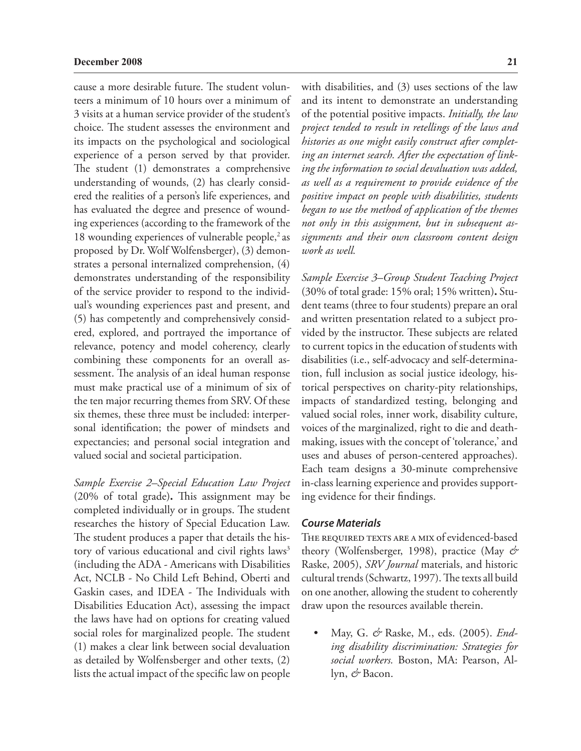cause a more desirable future. The student volunteers a minimum of 10 hours over a minimum of 3 visits at a human service provider of the student's choice. The student assesses the environment and its impacts on the psychological and sociological experience of a person served by that provider. The student (1) demonstrates a comprehensive understanding of wounds, (2) has clearly considered the realities of a person's life experiences, and has evaluated the degree and presence of wounding experiences (according to the framework of the 18 wounding experiences of vulnerable people,[2] as proposed by Dr. Wolf Wolfensberger), (3) demonstrates a personal internalized comprehension, (4) demonstrates understanding of the responsibility of the service provider to respond to the individual's wounding experiences past and present, and (5) has competently and comprehensively considered, explored, and portrayed the importance of relevance, potency and model coherency, clearly combining these components for an overall assessment. The analysis of an ideal human response must make practical use of a minimum of six of the ten major recurring themes from SRV. Of these six themes, these three must be included: interpersonal identification; the power of mindsets and expectancies; and personal social integration and valued social and societal participation.

*Sample Exercise 2–Special Education Law Project* (20% of total grade)**.** This assignment may be completed individually or in groups. The student researches the history of Special Education Law. The student produces a paper that details the history of various educational and civil rights laws[3] (including the ADA - Americans with Disabilities Act, NCLB - No Child Left Behind, Oberti and Gaskin cases, and IDEA - The Individuals with Disabilities Education Act), assessing the impact the laws have had on options for creating valued social roles for marginalized people. The student (1) makes a clear link between social devaluation as detailed by Wolfensberger and other texts, (2) lists the actual impact of the specific law on people with disabilities, and (3) uses sections of the law and its intent to demonstrate an understanding of the potential positive impacts. *Initially, the law project tended to result in retellings of the laws and histories as one might easily construct after completing an internet search. After the expectation of linking the information to social devaluation was added, as well as a requirement to provide evidence of the positive impact on people with disabilities, students began to use the method of application of the themes not only in this assignment, but in subsequent assignments and their own classroom content design work as well.*

*Sample Exercise 3–Group Student Teaching Project* (30% of total grade: 15% oral; 15% written)**.** Student teams (three to four students) prepare an oral and written presentation related to a subject provided by the instructor. These subjects are related to current topics in the education of students with disabilities (i.e., self-advocacy and self-determination, full inclusion as social justice ideology, historical perspectives on charity-pity relationships, impacts of standardized testing, belonging and valued social roles, inner work, disability culture, voices of the marginalized, right to die and deathmaking, issues with the concept of 'tolerance,' and uses and abuses of person-centered approaches). Each team designs a 30-minute comprehensive in-class learning experience and provides supporting evidence for their findings.

### *Course Materials*

The required texts are a mix of evidenced-based theory (Wolfensberger, 1998), practice (May & Raske, 2005), *SRV Journal* materials, and historic cultural trends (Schwartz, 1997). The texts all build on one another, allowing the student to coherently draw upon the resources available therein.

- May, G. & Raske, M., eds. (2005). *Ending disability discrimination: Strategies for social workers.* Boston, MA: Pearson, Allyn, & Bacon.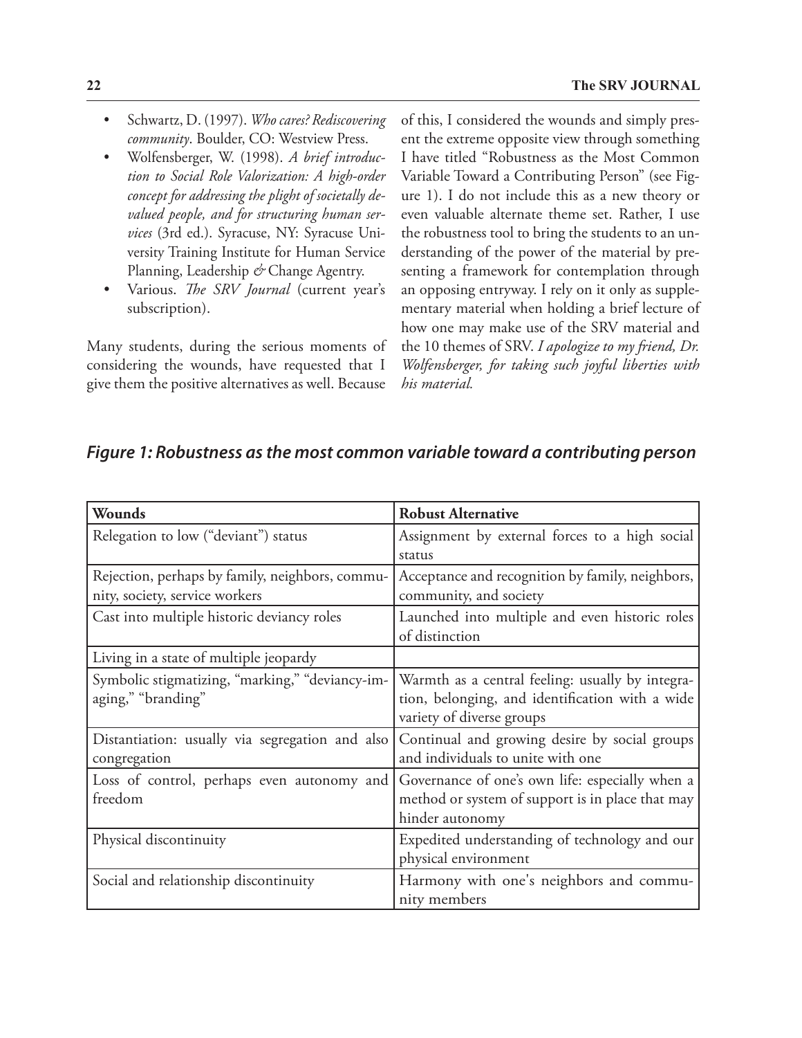- Schwartz, D. (1997). *Who cares? Rediscovering community*. Boulder, CO: Westview Press.
- Wolfensberger, W. (1998). *A brief introduction to Social Role Valorization: A high-order concept for addressing the plight of societally devalued people, and for structuring human services* (3rd ed.). Syracuse, NY: Syracuse University Training Institute for Human Service Planning, Leadership & Change Agentry.
- Various. *The SRV Journal* (current year's subscription).

Many students, during the serious moments of considering the wounds, have requested that I give them the positive alternatives as well. Because of this, I considered the wounds and simply present the extreme opposite view through something I have titled "Robustness as the Most Common Variable Toward a Contributing Person" (see Figure 1). I do not include this as a new theory or even valuable alternate theme set. Rather, I use the robustness tool to bring the students to an understanding of the power of the material by presenting a framework for contemplation through an opposing entryway. I rely on it only as supplementary material when holding a brief lecture of how one may make use of the SRV material and the 10 themes of SRV. *I apologize to my friend, Dr. Wolfensberger, for taking such joyful liberties with his material.*

***Figure 1: Robustness as the most common variable toward a contributing person***

| **Wounds** | **Robust Alternative** |
|---|---|
| Relegation to low ("deviant") status | Assignment by external forces to a high social status |
| Rejection, perhaps by family, neighbors, community, society, service workers | Acceptance and recognition by family, neighbors, community, and society |
| Cast into multiple historic deviancy roles | Launched into multiple and even historic roles of distinction |
| Living in a state of multiple jeopardy | |
| Symbolic stigmatizing, "marking," "deviancy-imaging," "branding" | Warmth as a central feeling: usually by integration, belonging, and identification with a wide variety of diverse groups |
| Distantiation: usually via segregation and also congregation | Continual and growing desire by social groups and individuals to unite with one |
| Loss of control, perhaps even autonomy and freedom | Governance of one's own life: especially when a method or system of support is in place that may hinder autonomy |
| Physical discontinuity | Expedited understanding of technology and our physical environment |
| Social and relationship discontinuity | Harmony with one's neighbors and community members |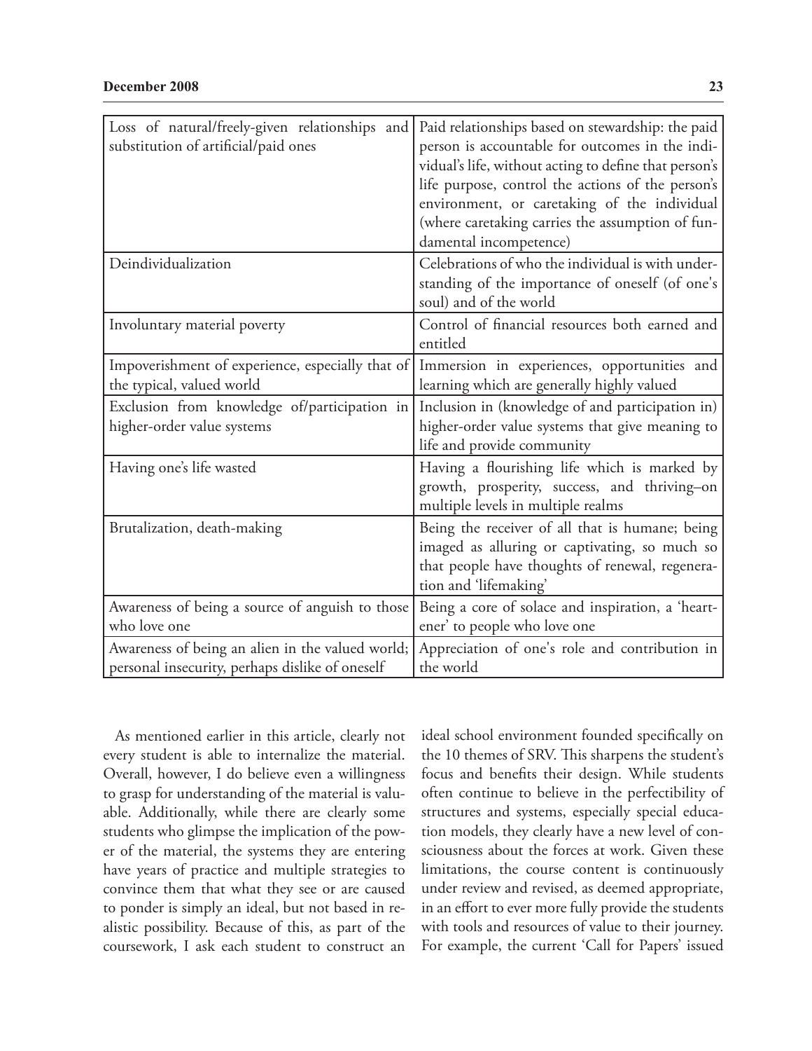| | |
|---|---|
| Loss of natural/freely-given relationships and substitution of artificial/paid ones | Paid relationships based on stewardship: the paid person is accountable for outcomes in the individual's life, without acting to define that person's life purpose, control the actions of the person's environment, or caretaking of the individual (where caretaking carries the assumption of fundamental incompetence) |
| Deindividualization | Celebrations of who the individual is with understanding of the importance of oneself (of one's soul) and of the world |
| Involuntary material poverty | Control of financial resources both earned and entitled |
| Impoverishment of experience, especially that of the typical, valued world | Immersion in experiences, opportunities and learning which are generally highly valued |
| Exclusion from knowledge of/participation in higher-order value systems | Inclusion in (knowledge of and participation in) higher-order value systems that give meaning to life and provide community |
| Having one's life wasted | Having a flourishing life which is marked by growth, prosperity, success, and thriving–on multiple levels in multiple realms |
| Brutalization, death-making | Being the receiver of all that is humane; being imaged as alluring or captivating, so much so that people have thoughts of renewal, regeneration and 'lifemaking' |
| Awareness of being a source of anguish to those who love one | Being a core of solace and inspiration, a 'heartener' to people who love one |
| Awareness of being an alien in the valued world; personal insecurity, perhaps dislike of oneself | Appreciation of one's role and contribution in the world |

As mentioned earlier in this article, clearly not every student is able to internalize the material. Overall, however, I do believe even a willingness to grasp for understanding of the material is valuable. Additionally, while there are clearly some students who glimpse the implication of the power of the material, the systems they are entering have years of practice and multiple strategies to convince them that what they see or are caused to ponder is simply an ideal, but not based in realistic possibility. Because of this, as part of the coursework, I ask each student to construct an ideal school environment founded specifically on the 10 themes of SRV. This sharpens the student's focus and benefits their design. While students often continue to believe in the perfectibility of structures and systems, especially special education models, they clearly have a new level of consciousness about the forces at work. Given these limitations, the course content is continuously under review and revised, as deemed appropriate, in an effort to ever more fully provide the students with tools and resources of value to their journey. For example, the current 'Call for Papers' issued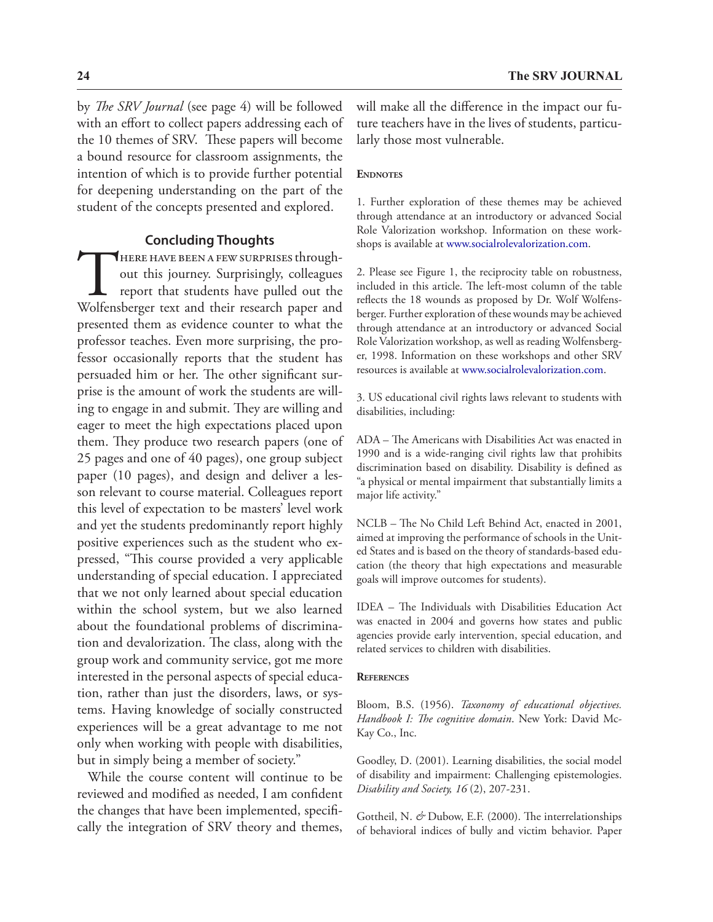by *The SRV Journal* (see page 4) will be followed with an effort to collect papers addressing each of the 10 themes of SRV. These papers will become a bound resource for classroom assignments, the intention of which is to provide further potential for deepening understanding on the part of the student of the concepts presented and explored.

## Concluding Thoughts

There have been a few surprises throughout this journey. Surprisingly, colleagues report that students have pulled out the Wolfensberger text and their research paper and presented them as evidence counter to what the professor teaches. Even more surprising, the professor occasionally reports that the student has persuaded him or her. The other significant surprise is the amount of work the students are willing to engage in and submit. They are willing and eager to meet the high expectations placed upon them. They produce two research papers (one of 25 pages and one of 40 pages), one group subject paper (10 pages), and design and deliver a lesson relevant to course material. Colleagues report this level of expectation to be masters' level work and yet the students predominantly report highly positive experiences such as the student who expressed, "This course provided a very applicable understanding of special education. I appreciated that we not only learned about special education within the school system, but we also learned about the foundational problems of discrimination and devalorization. The class, along with the group work and community service, got me more interested in the personal aspects of special education, rather than just the disorders, laws, or systems. Having knowledge of socially constructed experiences will be a great advantage to me not only when working with people with disabilities, but in simply being a member of society."

While the course content will continue to be reviewed and modified as needed, I am confident the changes that have been implemented, specifically the integration of SRV theory and themes, will make all the difference in the impact our future teachers have in the lives of students, particularly those most vulnerable.

### Endnotes

1. Further exploration of these themes may be achieved through attendance at an introductory or advanced Social Role Valorization workshop. Information on these workshops is available at www.socialrolevalorization.com.

2. Please see Figure 1, the reciprocity table on robustness, included in this article. The left-most column of the table reflects the 18 wounds as proposed by Dr. Wolf Wolfensberger. Further exploration of these wounds may be achieved through attendance at an introductory or advanced Social Role Valorization workshop, as well as reading Wolfensberger, 1998. Information on these workshops and other SRV resources is available at www.socialrolevalorization.com.

3. US educational civil rights laws relevant to students with disabilities, including:

ADA – The Americans with Disabilities Act was enacted in 1990 and is a wide-ranging civil rights law that prohibits discrimination based on disability. Disability is defined as "a physical or mental impairment that substantially limits a major life activity."

NCLB – The No Child Left Behind Act, enacted in 2001, aimed at improving the performance of schools in the United States and is based on the theory of standards-based education (the theory that high expectations and measurable goals will improve outcomes for students).

IDEA – The Individuals with Disabilities Education Act was enacted in 2004 and governs how states and public agencies provide early intervention, special education, and related services to children with disabilities.

### References

Bloom, B.S. (1956). *Taxonomy of educational objectives. Handbook I: The cognitive domain*. New York: David McKay Co., Inc.

Goodley, D. (2001). Learning disabilities, the social model of disability and impairment: Challenging epistemologies. *Disability and Society, 16* (2), 207-231.

Gottheil, N. & Dubow, E.F. (2000). The interrelationships of behavioral indices of bully and victim behavior. Paper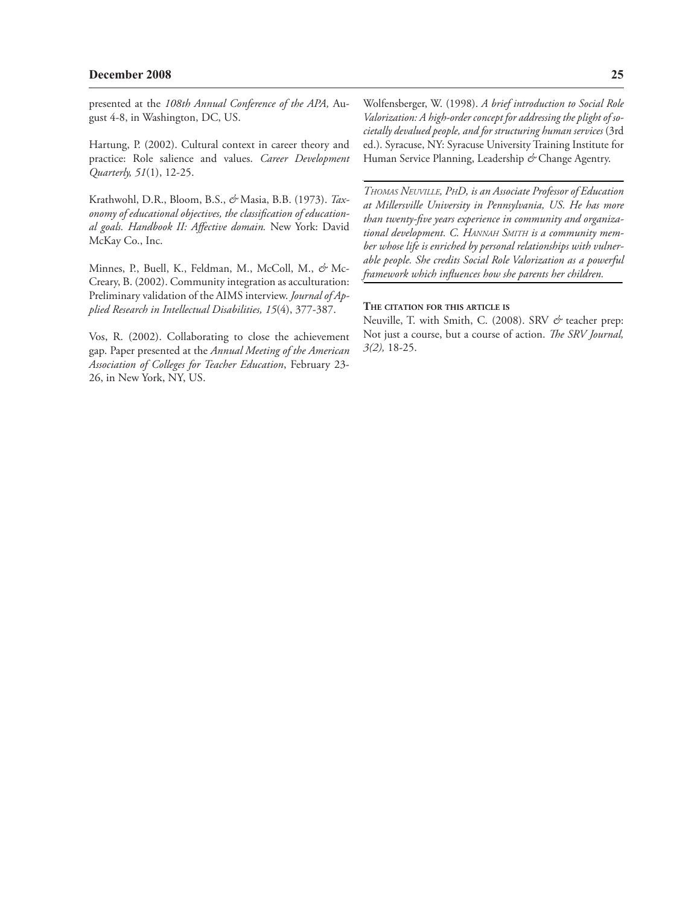presented at the *108th Annual Conference of the APA,* August 4-8, in Washington, DC, US.

Hartung, P. (2002). Cultural context in career theory and practice: Role salience and values. *Career Development Quarterly, 51*(1), 12-25.

Krathwohl, D.R., Bloom, B.S., & Masia, B.B. (1973). *Taxonomy of educational objectives, the classification of educational goals. Handbook II: Affective domain.* New York: David McKay Co., Inc.

Minnes, P., Buell, K., Feldman, M., McColl, M., & McCreary, B. (2002). Community integration as acculturation: Preliminary validation of the AIMS interview. *Journal of Applied Research in Intellectual Disabilities, 15*(4), 377-387.

Vos, R. (2002). Collaborating to close the achievement gap. Paper presented at the *Annual Meeting of the American Association of Colleges for Teacher Education*, February 23-26, in New York, NY, US.

Wolfensberger, W. (1998). *A brief introduction to Social Role Valorization: A high-order concept for addressing the plight of societally devalued people, and for structuring human services* (3rd ed.). Syracuse, NY: Syracuse University Training Institute for Human Service Planning, Leadership & Change Agentry.

---

*Thomas Neuville, PhD, is an Associate Professor of Education at Millersville University in Pennsylvania, US. He has more than twenty-five years experience in community and organizational development. C. Hannah Smith is a community member whose life is enriched by personal relationships with vulnerable people. She credits Social Role Valorization as a powerful framework which influences how she parents her children.*

---

**The citation for this article is**

Neuville, T. with Smith, C. (2008). SRV & teacher prep: Not just a course, but a course of action. *The SRV Journal, 3(2),* 18-25.